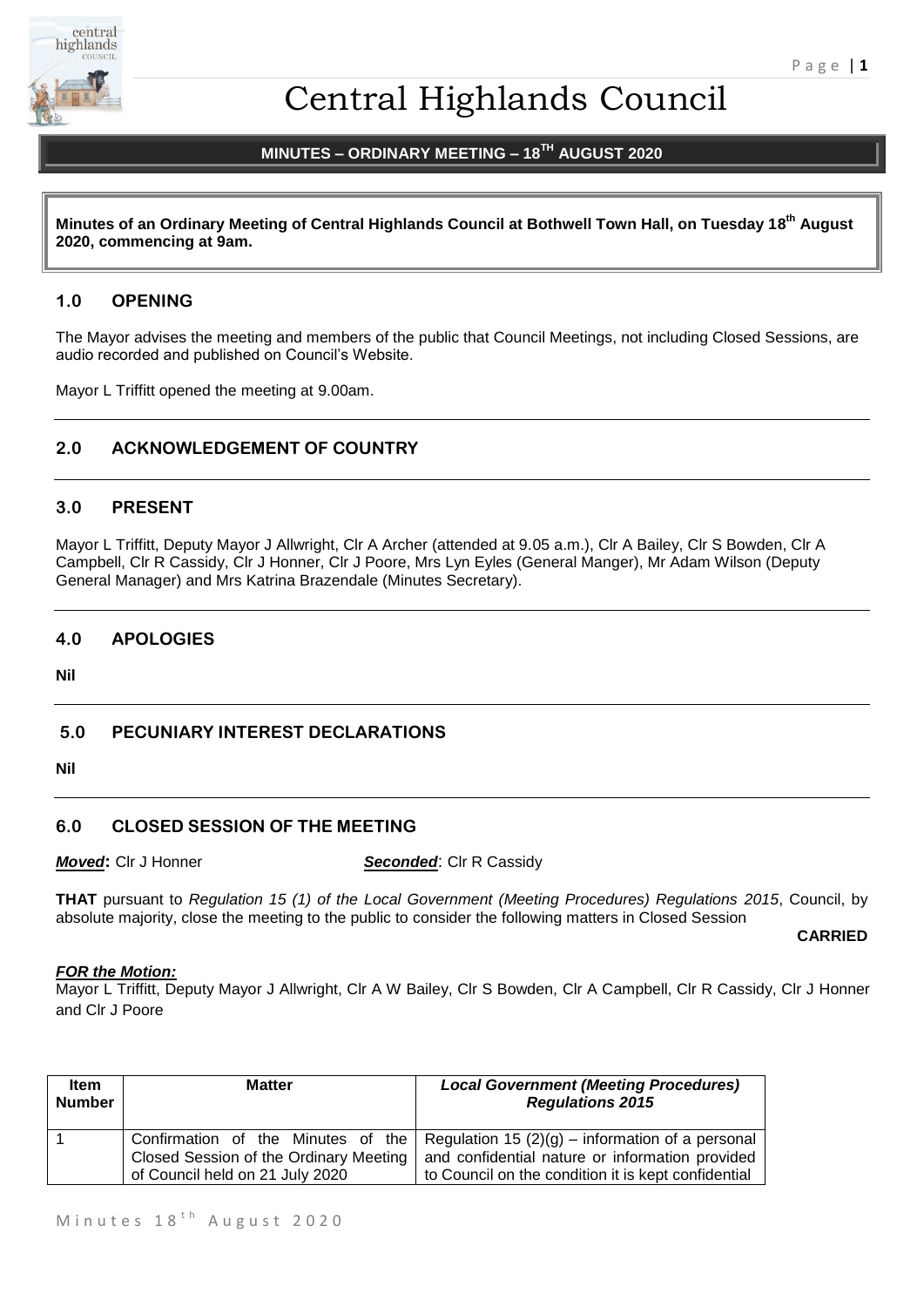# Central Highlands Council

## MINUTES – ORDINARY MEETING – 18TH AUGUST 2020

**Minutes of an Ordinary Meeting of Central Highlands Council at Bothwell Town Hall, on Tuesday 18th August 2020, commencing at 9am.**

## 1.0 OPENING

The Mayor advises the meeting and members of the public that Council Meetings, not including Closed Sessions, are audio recorded and published on Council's Website.

Mayor L Triffitt opened the meeting at 9.00am.

## 2.0 ACKNOWLEDGEMENT OF COUNTRY

## 3.0 PRESENT

Mayor L Triffitt, Deputy Mayor J Allwright, Clr A Archer (attended at 9.05 a.m.), Clr A Bailey, Clr S Bowden, Clr A Campbell, Clr R Cassidy, Clr J Honner, Clr J Poore, Mrs Lyn Eyles (General Manger), Mr Adam Wilson (Deputy General Manager) and Mrs Katrina Brazendale (Minutes Secretary).

## 4.0 APOLOGIES

**Nil**

## 5.0 PECUNIARY INTEREST DECLARATIONS

**Nil**

## 6.0 CLOSED SESSION OF THE MEETING

***Moved*:** Clr J Honner ***Seconded***: Clr R Cassidy

**THAT** pursuant to *Regulation 15 (1) of the Local Government (Meeting Procedures) Regulations 2015*, Council, by absolute majority, close the meeting to the public to consider the following matters in Closed Session

**CARRIED**

***FOR the Motion:***

Mayor L Triffitt, Deputy Mayor J Allwright, Clr A W Bailey, Clr S Bowden, Clr A Campbell, Clr R Cassidy, Clr J Honner and Clr J Poore

| Item Number | Matter | *Local Government (Meeting Procedures) Regulations 2015* |
|---|---|---|
| 1 | Confirmation of the Minutes of the Closed Session of the Ordinary Meeting of Council held on 21 July 2020 | Regulation 15 (2)(g) – information of a personal and confidential nature or information provided to Council on the condition it is kept confidential |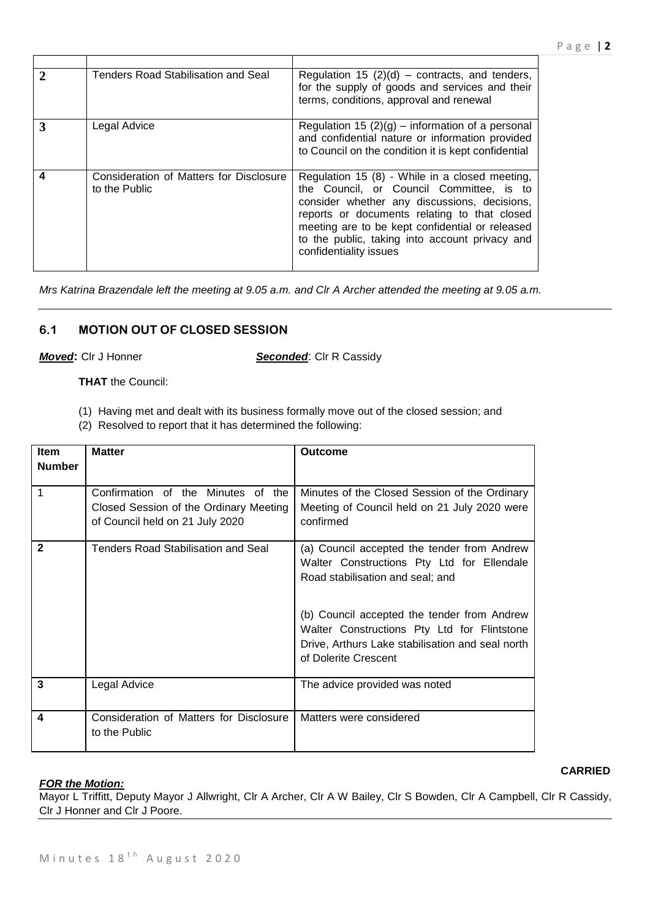| | | |
|---|---|---|
| **2** | Tenders Road Stabilisation and Seal | Regulation 15 (2)(d) – contracts, and tenders, for the supply of goods and services and their terms, conditions, approval and renewal |
| **3** | Legal Advice | Regulation 15 (2)(g) – information of a personal and confidential nature or information provided to Council on the condition it is kept confidential |
| **4** | Consideration of Matters for Disclosure to the Public | Regulation 15 (8) - While in a closed meeting, the Council, or Council Committee, is to consider whether any discussions, decisions, reports or documents relating to that closed meeting are to be kept confidential or released to the public, taking into account privacy and confidentiality issues |

*Mrs Katrina Brazendale left the meeting at 9.05 a.m. and Clr A Archer attended the meeting at 9.05 a.m.*

## 6.1 MOTION OUT OF CLOSED SESSION

***Moved*:** Clr J Honner ***Seconded***: Clr R Cassidy

**THAT** the Council:

(1) Having met and dealt with its business formally move out of the closed session; and

(2) Resolved to report that it has determined the following:

| Item Number | Matter | Outcome |
|---|---|---|
| 1 | Confirmation of the Minutes of the Closed Session of the Ordinary Meeting of Council held on 21 July 2020 | Minutes of the Closed Session of the Ordinary Meeting of Council held on 21 July 2020 were confirmed |
| **2** | Tenders Road Stabilisation and Seal | (a) Council accepted the tender from Andrew Walter Constructions Pty Ltd for Ellendale Road stabilisation and seal; and<br><br>(b) Council accepted the tender from Andrew Walter Constructions Pty Ltd for Flintstone Drive, Arthurs Lake stabilisation and seal north of Dolerite Crescent |
| **3** | Legal Advice | The advice provided was noted |
| **4** | Consideration of Matters for Disclosure to the Public | Matters were considered |

**CARRIED**

***FOR the Motion:***

Mayor L Triffitt, Deputy Mayor J Allwright, Clr A Archer, Clr A W Bailey, Clr S Bowden, Clr A Campbell, Clr R Cassidy, Clr J Honner and Clr J Poore.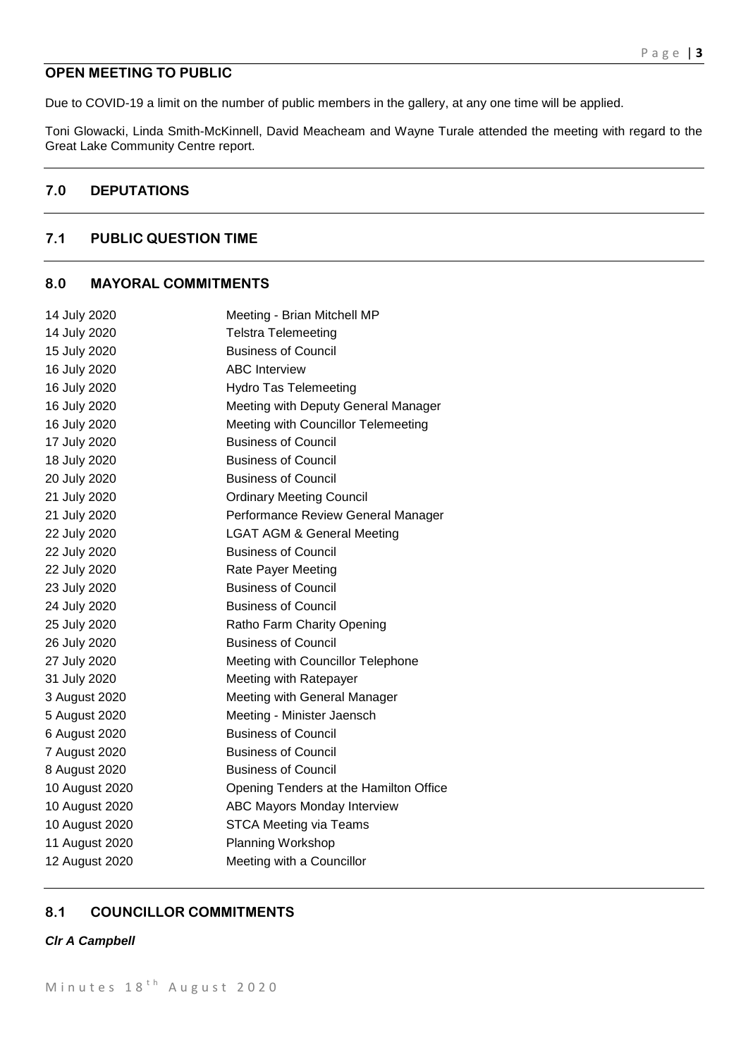## OPEN MEETING TO PUBLIC

Due to COVID-19 a limit on the number of public members in the gallery, at any one time will be applied.

Toni Glowacki, Linda Smith-McKinnell, David Meacheam and Wayne Turale attended the meeting with regard to the Great Lake Community Centre report.

## 7.0 DEPUTATIONS

## 7.1 PUBLIC QUESTION TIME

## 8.0 MAYORAL COMMITMENTS

| | |
|---|---|
| 14 July 2020 | Meeting - Brian Mitchell MP |
| 14 July 2020 | Telstra Telemeeting |
| 15 July 2020 | Business of Council |
| 16 July 2020 | ABC Interview |
| 16 July 2020 | Hydro Tas Telemeeting |
| 16 July 2020 | Meeting with Deputy General Manager |
| 16 July 2020 | Meeting with Councillor Telemeeting |
| 17 July 2020 | Business of Council |
| 18 July 2020 | Business of Council |
| 20 July 2020 | Business of Council |
| 21 July 2020 | Ordinary Meeting Council |
| 21 July 2020 | Performance Review General Manager |
| 22 July 2020 | LGAT AGM & General Meeting |
| 22 July 2020 | Business of Council |
| 22 July 2020 | Rate Payer Meeting |
| 23 July 2020 | Business of Council |
| 24 July 2020 | Business of Council |
| 25 July 2020 | Ratho Farm Charity Opening |
| 26 July 2020 | Business of Council |
| 27 July 2020 | Meeting with Councillor Telephone |
| 31 July 2020 | Meeting with Ratepayer |
| 3 August 2020 | Meeting with General Manager |
| 5 August 2020 | Meeting - Minister Jaensch |
| 6 August 2020 | Business of Council |
| 7 August 2020 | Business of Council |
| 8 August 2020 | Business of Council |
| 10 August 2020 | Opening Tenders at the Hamilton Office |
| 10 August 2020 | ABC Mayors Monday Interview |
| 10 August 2020 | STCA Meeting via Teams |
| 11 August 2020 | Planning Workshop |
| 12 August 2020 | Meeting with a Councillor |

## 8.1 COUNCILLOR COMMITMENTS

***Clr A Campbell***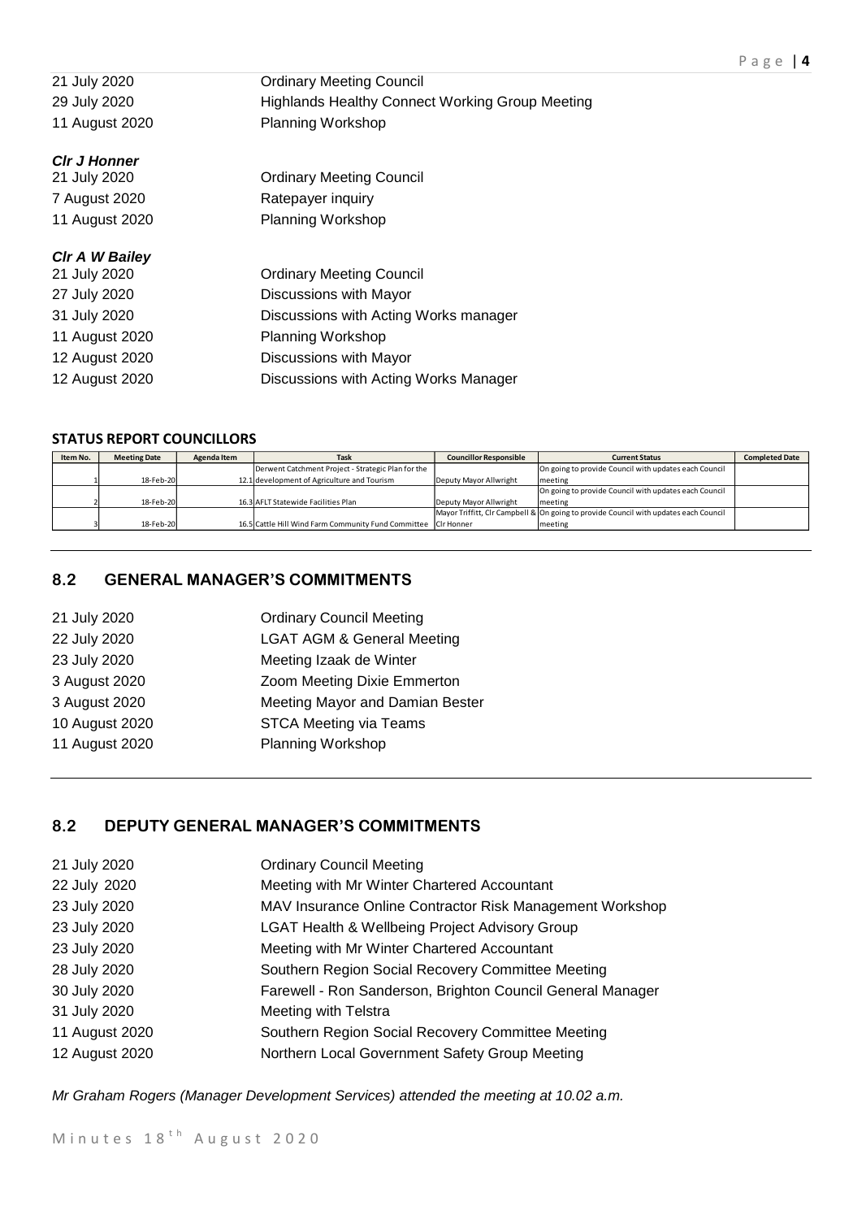| | |
|---|---|
| 21 July 2020 | Ordinary Meeting Council |
| 29 July 2020 | Highlands Healthy Connect Working Group Meeting |
| 11 August 2020 | Planning Workshop |

***Clr J Honner***

| | |
|---|---|
| 21 July 2020 | Ordinary Meeting Council |
| 7 August 2020 | Ratepayer inquiry |
| 11 August 2020 | Planning Workshop |

***Clr A W Bailey***

| | |
|---|---|
| 21 July 2020 | Ordinary Meeting Council |
| 27 July 2020 | Discussions with Mayor |
| 31 July 2020 | Discussions with Acting Works manager |
| 11 August 2020 | Planning Workshop |
| 12 August 2020 | Discussions with Mayor |
| 12 August 2020 | Discussions with Acting Works Manager |

**STATUS REPORT COUNCILLORS**

| Item No. | Meeting Date | Agenda Item | Task | Councillor Responsible | Current Status | Completed Date |
|---|---|---|---|---|---|---|
| 1 | 18-Feb-20 | 12.1 | Derwent Catchment Project - Strategic Plan for the development of Agriculture and Tourism | Deputy Mayor Allwright | On going to provide Council with updates each Council meeting | |
| 2 | 18-Feb-20 | 16.3 | AFLT Statewide Facilities Plan | Deputy Mayor Allwright | On going to provide Council with updates each Council meeting | |
| 3 | 18-Feb-20 | 16.5 | Cattle Hill Wind Farm Community Fund Committee | Mayor Triffitt, Clr Campbell & Clr Honner | On going to provide Council with updates each Council meeting | |

## 8.2 GENERAL MANAGER'S COMMITMENTS

| | |
|---|---|
| 21 July 2020 | Ordinary Council Meeting |
| 22 July 2020 | LGAT AGM & General Meeting |
| 23 July 2020 | Meeting Izaak de Winter |
| 3 August 2020 | Zoom Meeting Dixie Emmerton |
| 3 August 2020 | Meeting Mayor and Damian Bester |
| 10 August 2020 | STCA Meeting via Teams |
| 11 August 2020 | Planning Workshop |

## 8.2 DEPUTY GENERAL MANAGER'S COMMITMENTS

| | |
|---|---|
| 21 July 2020 | Ordinary Council Meeting |
| 22 July 2020 | Meeting with Mr Winter Chartered Accountant |
| 23 July 2020 | MAV Insurance Online Contractor Risk Management Workshop |
| 23 July 2020 | LGAT Health & Wellbeing Project Advisory Group |
| 23 July 2020 | Meeting with Mr Winter Chartered Accountant |
| 28 July 2020 | Southern Region Social Recovery Committee Meeting |
| 30 July 2020 | Farewell - Ron Sanderson, Brighton Council General Manager |
| 31 July 2020 | Meeting with Telstra |
| 11 August 2020 | Southern Region Social Recovery Committee Meeting |
| 12 August 2020 | Northern Local Government Safety Group Meeting |

*Mr Graham Rogers (Manager Development Services) attended the meeting at 10.02 a.m.*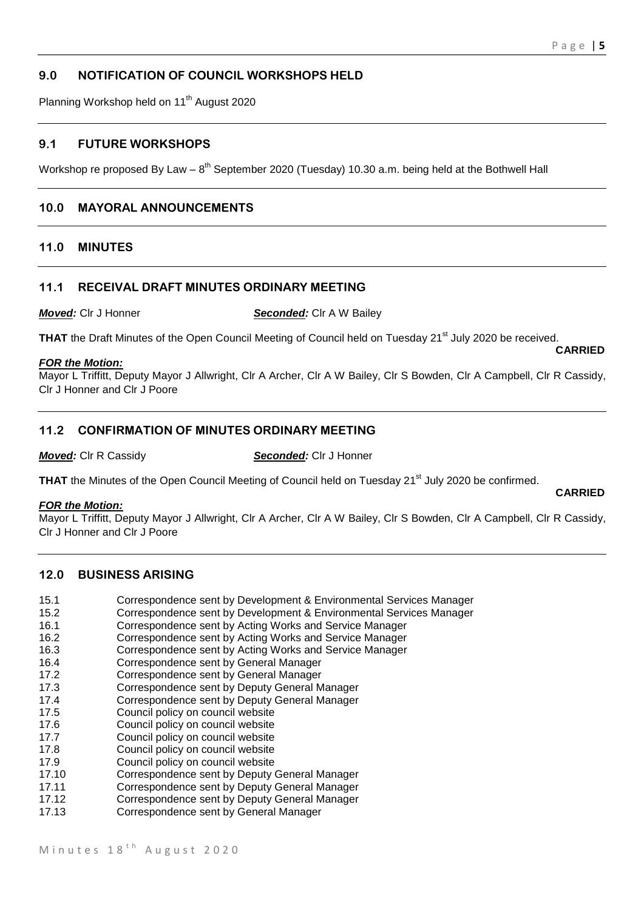## 9.0 NOTIFICATION OF COUNCIL WORKSHOPS HELD

Planning Workshop held on 11th August 2020

## 9.1 FUTURE WORKSHOPS

Workshop re proposed By Law – 8th September 2020 (Tuesday) 10.30 a.m. being held at the Bothwell Hall

## 10.0 MAYORAL ANNOUNCEMENTS

## 11.0 MINUTES

## 11.1 RECEIVAL DRAFT MINUTES ORDINARY MEETING

***Moved:*** Clr J Honner ***Seconded:*** Clr A W Bailey

**THAT** the Draft Minutes of the Open Council Meeting of Council held on Tuesday 21st July 2020 be received.

**CARRIED**

***FOR the Motion:***

Mayor L Triffitt, Deputy Mayor J Allwright, Clr A Archer, Clr A W Bailey, Clr S Bowden, Clr A Campbell, Clr R Cassidy, Clr J Honner and Clr J Poore

## 11.2 CONFIRMATION OF MINUTES ORDINARY MEETING

***Moved:*** Clr R Cassidy ***Seconded:*** Clr J Honner

**THAT** the Minutes of the Open Council Meeting of Council held on Tuesday 21st July 2020 be confirmed.

**CARRIED**

***FOR the Motion:***

Mayor L Triffitt, Deputy Mayor J Allwright, Clr A Archer, Clr A W Bailey, Clr S Bowden, Clr A Campbell, Clr R Cassidy, Clr J Honner and Clr J Poore

## 12.0 BUSINESS ARISING

| | |
|---|---|
| 15.1 | Correspondence sent by Development & Environmental Services Manager |
| 15.2 | Correspondence sent by Development & Environmental Services Manager |
| 16.1 | Correspondence sent by Acting Works and Service Manager |
| 16.2 | Correspondence sent by Acting Works and Service Manager |
| 16.3 | Correspondence sent by Acting Works and Service Manager |
| 16.4 | Correspondence sent by General Manager |
| 17.2 | Correspondence sent by General Manager |
| 17.3 | Correspondence sent by Deputy General Manager |
| 17.4 | Correspondence sent by Deputy General Manager |
| 17.5 | Council policy on council website |
| 17.6 | Council policy on council website |
| 17.7 | Council policy on council website |
| 17.8 | Council policy on council website |
| 17.9 | Council policy on council website |
| 17.10 | Correspondence sent by Deputy General Manager |
| 17.11 | Correspondence sent by Deputy General Manager |
| 17.12 | Correspondence sent by Deputy General Manager |
| 17.13 | Correspondence sent by General Manager |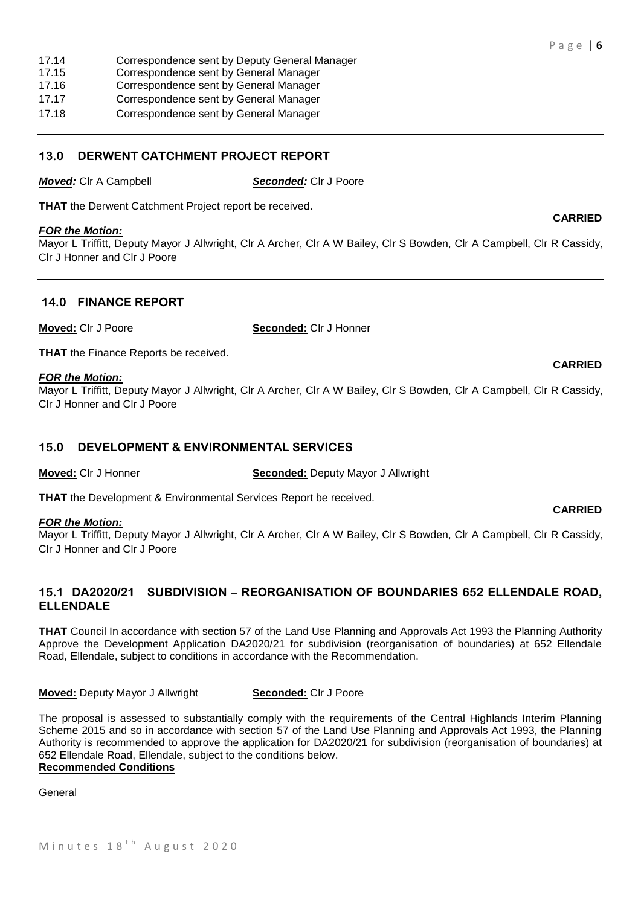| | |
|---|---|
| 17.14 | Correspondence sent by Deputy General Manager |
| 17.15 | Correspondence sent by General Manager |
| 17.16 | Correspondence sent by General Manager |
| 17.17 | Correspondence sent by General Manager |
| 17.18 | Correspondence sent by General Manager |

## 13.0 DERWENT CATCHMENT PROJECT REPORT

***Moved:*** Clr A Campbell ***Seconded:*** Clr J Poore

**THAT** the Derwent Catchment Project report be received.

**CARRIED**

***FOR the Motion:***
Mayor L Triffitt, Deputy Mayor J Allwright, Clr A Archer, Clr A W Bailey, Clr S Bowden, Clr A Campbell, Clr R Cassidy, Clr J Honner and Clr J Poore

## 14.0 FINANCE REPORT

**Moved:** Clr J Poore **Seconded:** Clr J Honner

**THAT** the Finance Reports be received.

**CARRIED**

***FOR the Motion:***
Mayor L Triffitt, Deputy Mayor J Allwright, Clr A Archer, Clr A W Bailey, Clr S Bowden, Clr A Campbell, Clr R Cassidy, Clr J Honner and Clr J Poore

## 15.0 DEVELOPMENT & ENVIRONMENTAL SERVICES

**Moved:** Clr J Honner **Seconded:** Deputy Mayor J Allwright

**THAT** the Development & Environmental Services Report be received.

**CARRIED**

***FOR the Motion:***
Mayor L Triffitt, Deputy Mayor J Allwright, Clr A Archer, Clr A W Bailey, Clr S Bowden, Clr A Campbell, Clr R Cassidy, Clr J Honner and Clr J Poore

## 15.1 DA2020/21 SUBDIVISION – REORGANISATION OF BOUNDARIES 652 ELLENDALE ROAD, ELLENDALE

**THAT** Council In accordance with section 57 of the Land Use Planning and Approvals Act 1993 the Planning Authority Approve the Development Application DA2020/21 for subdivision (reorganisation of boundaries) at 652 Ellendale Road, Ellendale, subject to conditions in accordance with the Recommendation.

**Moved:** Deputy Mayor J Allwright **Seconded:** Clr J Poore

The proposal is assessed to substantially comply with the requirements of the Central Highlands Interim Planning Scheme 2015 and so in accordance with section 57 of the Land Use Planning and Approvals Act 1993, the Planning Authority is recommended to approve the application for DA2020/21 for subdivision (reorganisation of boundaries) at 652 Ellendale Road, Ellendale, subject to the conditions below.

**Recommended Conditions**

General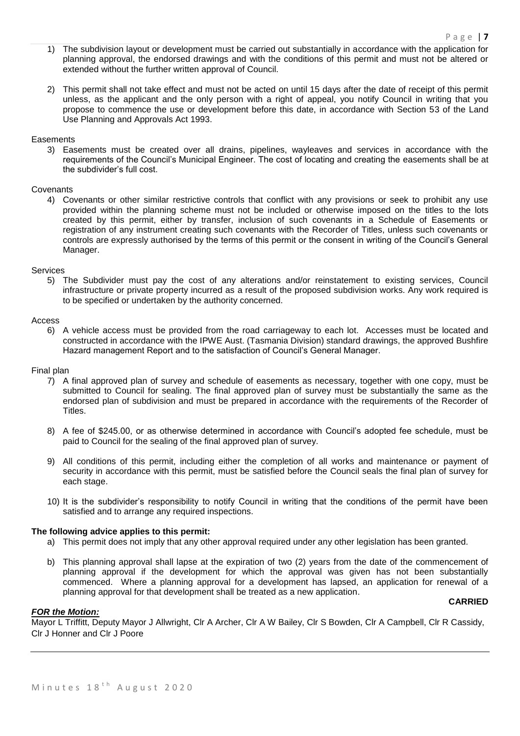1) The subdivision layout or development must be carried out substantially in accordance with the application for planning approval, the endorsed drawings and with the conditions of this permit and must not be altered or extended without the further written approval of Council.

2) This permit shall not take effect and must not be acted on until 15 days after the date of receipt of this permit unless, as the applicant and the only person with a right of appeal, you notify Council in writing that you propose to commence the use or development before this date, in accordance with Section 53 of the Land Use Planning and Approvals Act 1993.

Easements

3) Easements must be created over all drains, pipelines, wayleaves and services in accordance with the requirements of the Council's Municipal Engineer. The cost of locating and creating the easements shall be at the subdivider's full cost.

Covenants

4) Covenants or other similar restrictive controls that conflict with any provisions or seek to prohibit any use provided within the planning scheme must not be included or otherwise imposed on the titles to the lots created by this permit, either by transfer, inclusion of such covenants in a Schedule of Easements or registration of any instrument creating such covenants with the Recorder of Titles, unless such covenants or controls are expressly authorised by the terms of this permit or the consent in writing of the Council's General Manager.

Services

5) The Subdivider must pay the cost of any alterations and/or reinstatement to existing services, Council infrastructure or private property incurred as a result of the proposed subdivision works. Any work required is to be specified or undertaken by the authority concerned.

Access

6) A vehicle access must be provided from the road carriageway to each lot. Accesses must be located and constructed in accordance with the IPWE Aust. (Tasmania Division) standard drawings, the approved Bushfire Hazard management Report and to the satisfaction of Council's General Manager.

Final plan

7) A final approved plan of survey and schedule of easements as necessary, together with one copy, must be submitted to Council for sealing. The final approved plan of survey must be substantially the same as the endorsed plan of subdivision and must be prepared in accordance with the requirements of the Recorder of Titles.

8) A fee of $245.00, or as otherwise determined in accordance with Council's adopted fee schedule, must be paid to Council for the sealing of the final approved plan of survey.

9) All conditions of this permit, including either the completion of all works and maintenance or payment of security in accordance with this permit, must be satisfied before the Council seals the final plan of survey for each stage.

10) It is the subdivider's responsibility to notify Council in writing that the conditions of the permit have been satisfied and to arrange any required inspections.

**The following advice applies to this permit:**

a) This permit does not imply that any other approval required under any other legislation has been granted.

b) This planning approval shall lapse at the expiration of two (2) years from the date of the commencement of planning approval if the development for which the approval was given has not been substantially commenced. Where a planning approval for a development has lapsed, an application for renewal of a planning approval for that development shall be treated as a new application.

**CARRIED**

***FOR the Motion:***

Mayor L Triffitt, Deputy Mayor J Allwright, Clr A Archer, Clr A W Bailey, Clr S Bowden, Clr A Campbell, Clr R Cassidy, Clr J Honner and Clr J Poore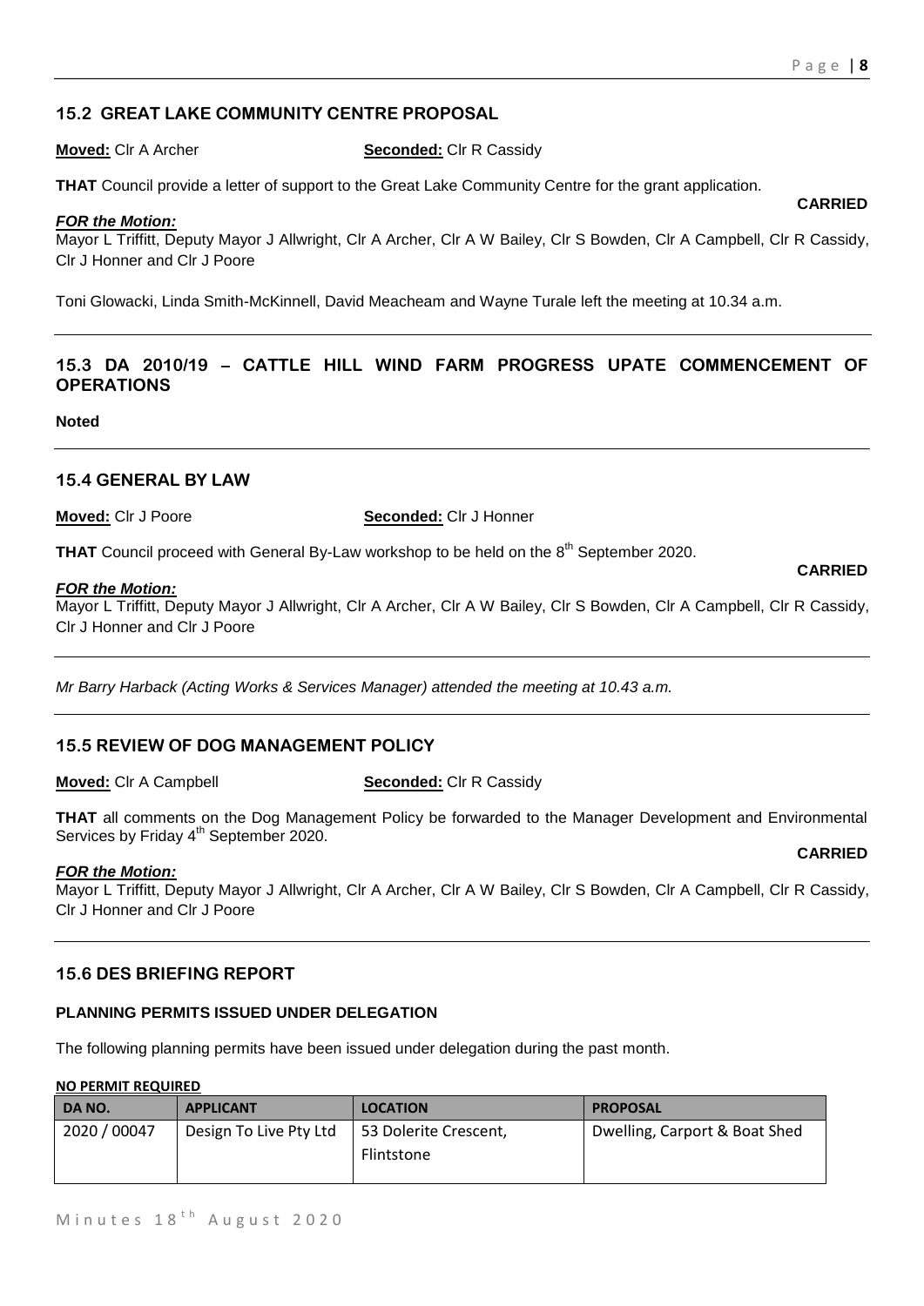## 15.2 GREAT LAKE COMMUNITY CENTRE PROPOSAL

**Moved:** Clr A Archer **Seconded:** Clr R Cassidy

**THAT** Council provide a letter of support to the Great Lake Community Centre for the grant application.

**CARRIED**

***FOR the Motion:***

Mayor L Triffitt, Deputy Mayor J Allwright, Clr A Archer, Clr A W Bailey, Clr S Bowden, Clr A Campbell, Clr R Cassidy, Clr J Honner and Clr J Poore

Toni Glowacki, Linda Smith-McKinnell, David Meacheam and Wayne Turale left the meeting at 10.34 a.m.

## 15.3 DA 2010/19 – CATTLE HILL WIND FARM PROGRESS UPATE COMMENCEMENT OF OPERATIONS

**Noted**

## 15.4 GENERAL BY LAW

**Moved:** Clr J Poore **Seconded:** Clr J Honner

**THAT** Council proceed with General By-Law workshop to be held on the 8th September 2020.

**CARRIED**

***FOR the Motion:***

Mayor L Triffitt, Deputy Mayor J Allwright, Clr A Archer, Clr A W Bailey, Clr S Bowden, Clr A Campbell, Clr R Cassidy, Clr J Honner and Clr J Poore

*Mr Barry Harback (Acting Works & Services Manager) attended the meeting at 10.43 a.m.*

## 15.5 REVIEW OF DOG MANAGEMENT POLICY

**Moved:** Clr A Campbell **Seconded:** Clr R Cassidy

**THAT** all comments on the Dog Management Policy be forwarded to the Manager Development and Environmental Services by Friday 4th September 2020.

**CARRIED**

***FOR the Motion:***

Mayor L Triffitt, Deputy Mayor J Allwright, Clr A Archer, Clr A W Bailey, Clr S Bowden, Clr A Campbell, Clr R Cassidy, Clr J Honner and Clr J Poore

## 15.6 DES BRIEFING REPORT

### PLANNING PERMITS ISSUED UNDER DELEGATION

The following planning permits have been issued under delegation during the past month.

**NO PERMIT REQUIRED**

| DA NO. | APPLICANT | LOCATION | PROPOSAL |
|---|---|---|---|
| 2020 / 00047 | Design To Live Pty Ltd | 53 Dolerite Crescent, Flintstone | Dwelling, Carport & Boat Shed |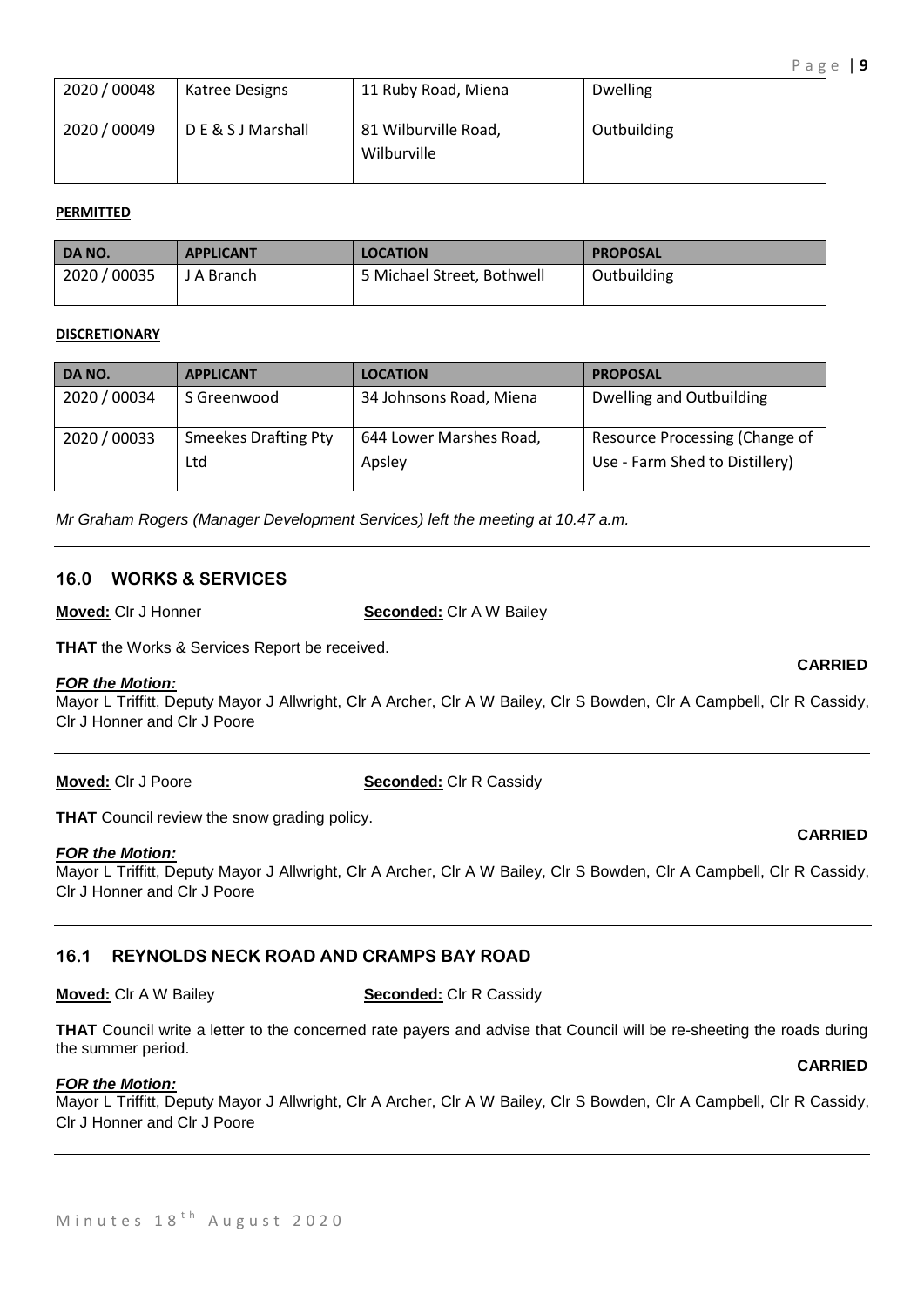| 2020 / 00048 | Katree Designs | 11 Ruby Road, Miena | Dwelling |
|---|---|---|---|
| 2020 / 00049 | D E & S J Marshall | 81 Wilburville Road, Wilburville | Outbuilding |

**PERMITTED**

| DA NO. | APPLICANT | LOCATION | PROPOSAL |
|---|---|---|---|
| 2020 / 00035 | J A Branch | 5 Michael Street, Bothwell | Outbuilding |

**DISCRETIONARY**

| DA NO. | APPLICANT | LOCATION | PROPOSAL |
|---|---|---|---|
| 2020 / 00034 | S Greenwood | 34 Johnsons Road, Miena | Dwelling and Outbuilding |
| 2020 / 00033 | Smeekes Drafting Pty Ltd | 644 Lower Marshes Road, Apsley | Resource Processing (Change of Use - Farm Shed to Distillery) |

*Mr Graham Rogers (Manager Development Services) left the meeting at 10.47 a.m.*

---

## 16.0 WORKS & SERVICES

**Moved:** Clr J Honner **Seconded:** Clr A W Bailey

**THAT** the Works & Services Report be received.

**CARRIED**

***FOR the Motion:***
Mayor L Triffitt, Deputy Mayor J Allwright, Clr A Archer, Clr A W Bailey, Clr S Bowden, Clr A Campbell, Clr R Cassidy, Clr J Honner and Clr J Poore

---

**Moved:** Clr J Poore **Seconded:** Clr R Cassidy

**THAT** Council review the snow grading policy.

**CARRIED**

***FOR the Motion:***
Mayor L Triffitt, Deputy Mayor J Allwright, Clr A Archer, Clr A W Bailey, Clr S Bowden, Clr A Campbell, Clr R Cassidy, Clr J Honner and Clr J Poore

---

## 16.1 REYNOLDS NECK ROAD AND CRAMPS BAY ROAD

**Moved:** Clr A W Bailey **Seconded:** Clr R Cassidy

**THAT** Council write a letter to the concerned rate payers and advise that Council will be re-sheeting the roads during the summer period.

**CARRIED**

***FOR the Motion:***
Mayor L Triffitt, Deputy Mayor J Allwright, Clr A Archer, Clr A W Bailey, Clr S Bowden, Clr A Campbell, Clr R Cassidy, Clr J Honner and Clr J Poore

---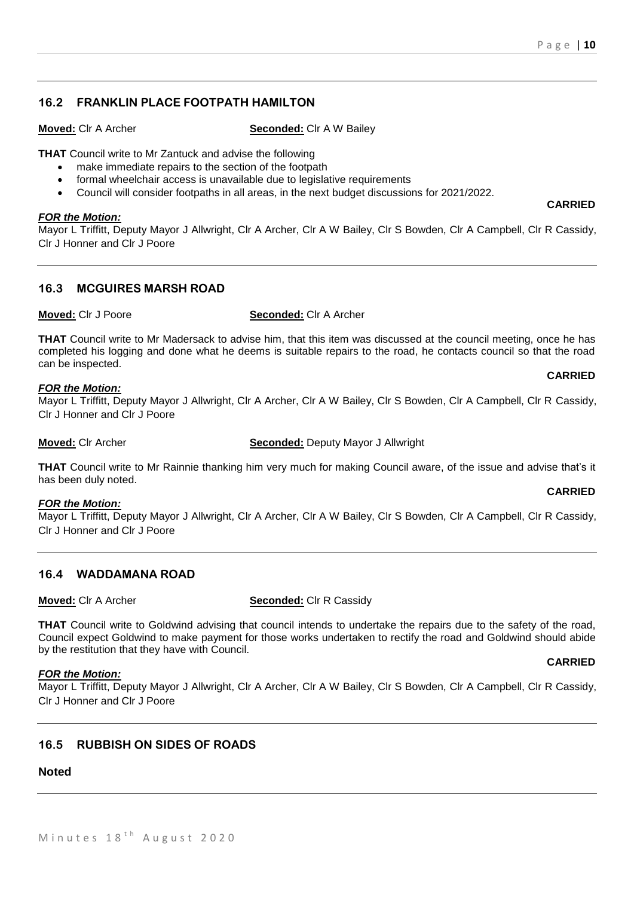## 16.2 FRANKLIN PLACE FOOTPATH HAMILTON

**Moved:** Clr A Archer **Seconded:** Clr A W Bailey

**THAT** Council write to Mr Zantuck and advise the following

- make immediate repairs to the section of the footpath
- formal wheelchair access is unavailable due to legislative requirements
- Council will consider footpaths in all areas, in the next budget discussions for 2021/2022.

**CARRIED**

***FOR the Motion:***

Mayor L Triffitt, Deputy Mayor J Allwright, Clr A Archer, Clr A W Bailey, Clr S Bowden, Clr A Campbell, Clr R Cassidy, Clr J Honner and Clr J Poore

## 16.3 MCGUIRES MARSH ROAD

**Moved:** Clr J Poore **Seconded:** Clr A Archer

**THAT** Council write to Mr Madersack to advise him, that this item was discussed at the council meeting, once he has completed his logging and done what he deems is suitable repairs to the road, he contacts council so that the road can be inspected.

**CARRIED**

***FOR the Motion:***

Mayor L Triffitt, Deputy Mayor J Allwright, Clr A Archer, Clr A W Bailey, Clr S Bowden, Clr A Campbell, Clr R Cassidy, Clr J Honner and Clr J Poore

**Moved:** Clr Archer **Seconded:** Deputy Mayor J Allwright

**THAT** Council write to Mr Rainnie thanking him very much for making Council aware, of the issue and advise that's it has been duly noted.

**CARRIED**

***FOR the Motion:***

Mayor L Triffitt, Deputy Mayor J Allwright, Clr A Archer, Clr A W Bailey, Clr S Bowden, Clr A Campbell, Clr R Cassidy, Clr J Honner and Clr J Poore

## 16.4 WADDAMANA ROAD

**Moved:** Clr A Archer **Seconded:** Clr R Cassidy

**THAT** Council write to Goldwind advising that council intends to undertake the repairs due to the safety of the road, Council expect Goldwind to make payment for those works undertaken to rectify the road and Goldwind should abide by the restitution that they have with Council.

**CARRIED**

***FOR the Motion:***

Mayor L Triffitt, Deputy Mayor J Allwright, Clr A Archer, Clr A W Bailey, Clr S Bowden, Clr A Campbell, Clr R Cassidy, Clr J Honner and Clr J Poore

## 16.5 RUBBISH ON SIDES OF ROADS

**Noted**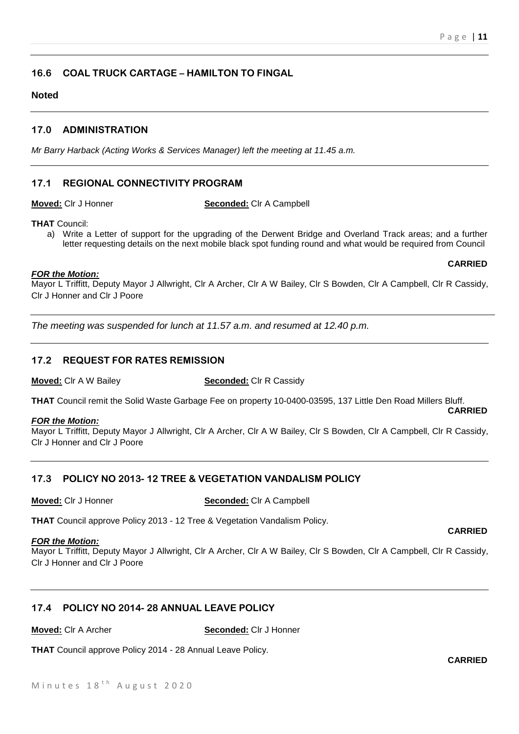## 16.6 COAL TRUCK CARTAGE – HAMILTON TO FINGAL

**Noted**

## 17.0 ADMINISTRATION

*Mr Barry Harback (Acting Works & Services Manager) left the meeting at 11.45 a.m.*

## 17.1 REGIONAL CONNECTIVITY PROGRAM

**Moved:** Clr J Honner **Seconded:** Clr A Campbell

**THAT** Council:

a) Write a Letter of support for the upgrading of the Derwent Bridge and Overland Track areas; and a further letter requesting details on the next mobile black spot funding round and what would be required from Council

**CARRIED**

***FOR the Motion:***
Mayor L Triffitt, Deputy Mayor J Allwright, Clr A Archer, Clr A W Bailey, Clr S Bowden, Clr A Campbell, Clr R Cassidy, Clr J Honner and Clr J Poore

*The meeting was suspended for lunch at 11.57 a.m. and resumed at 12.40 p.m.*

## 17.2 REQUEST FOR RATES REMISSION

**Moved:** Clr A W Bailey **Seconded:** Clr R Cassidy

**THAT** Council remit the Solid Waste Garbage Fee on property 10-0400-03595, 137 Little Den Road Millers Bluff.

**CARRIED**

***FOR the Motion:***
Mayor L Triffitt, Deputy Mayor J Allwright, Clr A Archer, Clr A W Bailey, Clr S Bowden, Clr A Campbell, Clr R Cassidy, Clr J Honner and Clr J Poore

## 17.3 POLICY NO 2013- 12 TREE & VEGETATION VANDALISM POLICY

**Moved:** Clr J Honner **Seconded:** Clr A Campbell

**THAT** Council approve Policy 2013 - 12 Tree & Vegetation Vandalism Policy.

**CARRIED**

***FOR the Motion:***
Mayor L Triffitt, Deputy Mayor J Allwright, Clr A Archer, Clr A W Bailey, Clr S Bowden, Clr A Campbell, Clr R Cassidy, Clr J Honner and Clr J Poore

## 17.4 POLICY NO 2014- 28 ANNUAL LEAVE POLICY

**Moved:** Clr A Archer **Seconded:** Clr J Honner

**THAT** Council approve Policy 2014 - 28 Annual Leave Policy.

**CARRIED**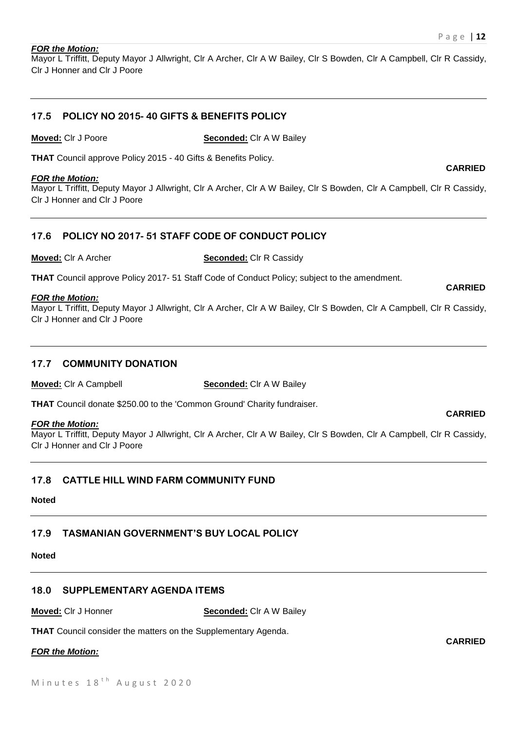***FOR the Motion:***
Mayor L Triffitt, Deputy Mayor J Allwright, Clr A Archer, Clr A W Bailey, Clr S Bowden, Clr A Campbell, Clr R Cassidy, Clr J Honner and Clr J Poore

## 17.5 POLICY NO 2015- 40 GIFTS & BENEFITS POLICY

**Moved:** Clr J Poore **Seconded:** Clr A W Bailey

**THAT** Council approve Policy 2015 - 40 Gifts & Benefits Policy.

**CARRIED**

***FOR the Motion:***
Mayor L Triffitt, Deputy Mayor J Allwright, Clr A Archer, Clr A W Bailey, Clr S Bowden, Clr A Campbell, Clr R Cassidy, Clr J Honner and Clr J Poore

## 17.6 POLICY NO 2017- 51 STAFF CODE OF CONDUCT POLICY

**Moved:** Clr A Archer **Seconded:** Clr R Cassidy

**THAT** Council approve Policy 2017- 51 Staff Code of Conduct Policy; subject to the amendment.

**CARRIED**

***FOR the Motion:***
Mayor L Triffitt, Deputy Mayor J Allwright, Clr A Archer, Clr A W Bailey, Clr S Bowden, Clr A Campbell, Clr R Cassidy, Clr J Honner and Clr J Poore

## 17.7 COMMUNITY DONATION

**Moved:** Clr A Campbell **Seconded:** Clr A W Bailey

**THAT** Council donate $250.00 to the 'Common Ground' Charity fundraiser.

**CARRIED**

***FOR the Motion:***
Mayor L Triffitt, Deputy Mayor J Allwright, Clr A Archer, Clr A W Bailey, Clr S Bowden, Clr A Campbell, Clr R Cassidy, Clr J Honner and Clr J Poore

## 17.8 CATTLE HILL WIND FARM COMMUNITY FUND

**Noted**

## 17.9 TASMANIAN GOVERNMENT'S BUY LOCAL POLICY

**Noted**

## 18.0 SUPPLEMENTARY AGENDA ITEMS

**Moved:** Clr J Honner **Seconded:** Clr A W Bailey

**THAT** Council consider the matters on the Supplementary Agenda.

**CARRIED**

***FOR the Motion:***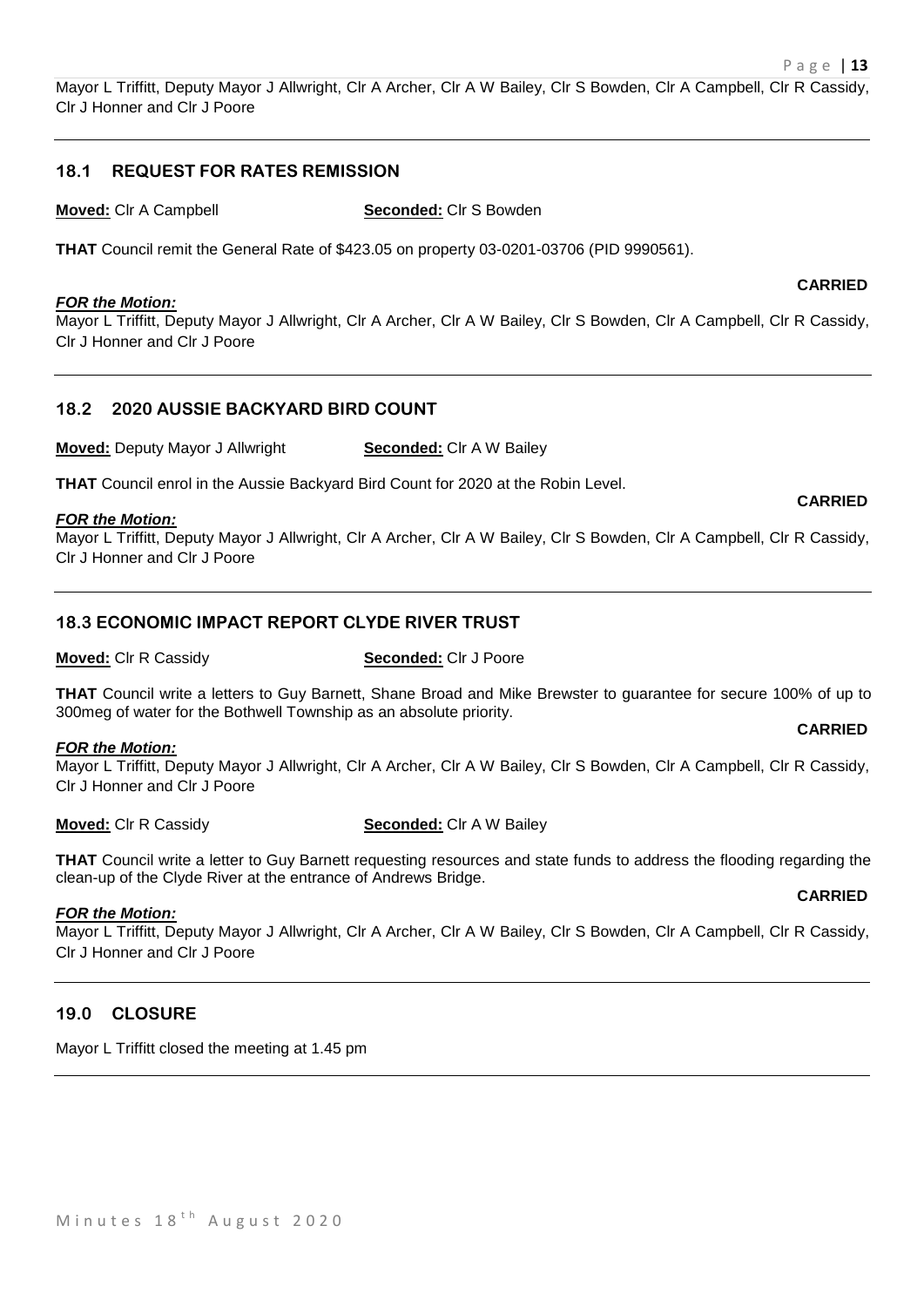Mayor L Triffitt, Deputy Mayor J Allwright, Clr A Archer, Clr A W Bailey, Clr S Bowden, Clr A Campbell, Clr R Cassidy, Clr J Honner and Clr J Poore

---

## 18.1 REQUEST FOR RATES REMISSION

**Moved:** Clr A Campbell **Seconded:** Clr S Bowden

**THAT** Council remit the General Rate of $423.05 on property 03-0201-03706 (PID 9990561).

**CARRIED**

***FOR the Motion:***
Mayor L Triffitt, Deputy Mayor J Allwright, Clr A Archer, Clr A W Bailey, Clr S Bowden, Clr A Campbell, Clr R Cassidy, Clr J Honner and Clr J Poore

---

## 18.2 2020 AUSSIE BACKYARD BIRD COUNT

**Moved:** Deputy Mayor J Allwright **Seconded:** Clr A W Bailey

**THAT** Council enrol in the Aussie Backyard Bird Count for 2020 at the Robin Level.

**CARRIED**

***FOR the Motion:***
Mayor L Triffitt, Deputy Mayor J Allwright, Clr A Archer, Clr A W Bailey, Clr S Bowden, Clr A Campbell, Clr R Cassidy, Clr J Honner and Clr J Poore

---

## 18.3 ECONOMIC IMPACT REPORT CLYDE RIVER TRUST

**Moved:** Clr R Cassidy **Seconded:** Clr J Poore

**THAT** Council write a letters to Guy Barnett, Shane Broad and Mike Brewster to guarantee for secure 100% of up to 300meg of water for the Bothwell Township as an absolute priority.

**CARRIED**

***FOR the Motion:***
Mayor L Triffitt, Deputy Mayor J Allwright, Clr A Archer, Clr A W Bailey, Clr S Bowden, Clr A Campbell, Clr R Cassidy, Clr J Honner and Clr J Poore

**Moved:** Clr R Cassidy **Seconded:** Clr A W Bailey

**THAT** Council write a letter to Guy Barnett requesting resources and state funds to address the flooding regarding the clean-up of the Clyde River at the entrance of Andrews Bridge.

**CARRIED**

***FOR the Motion:***
Mayor L Triffitt, Deputy Mayor J Allwright, Clr A Archer, Clr A W Bailey, Clr S Bowden, Clr A Campbell, Clr R Cassidy, Clr J Honner and Clr J Poore

---

## 19.0 CLOSURE

Mayor L Triffitt closed the meeting at 1.45 pm

---